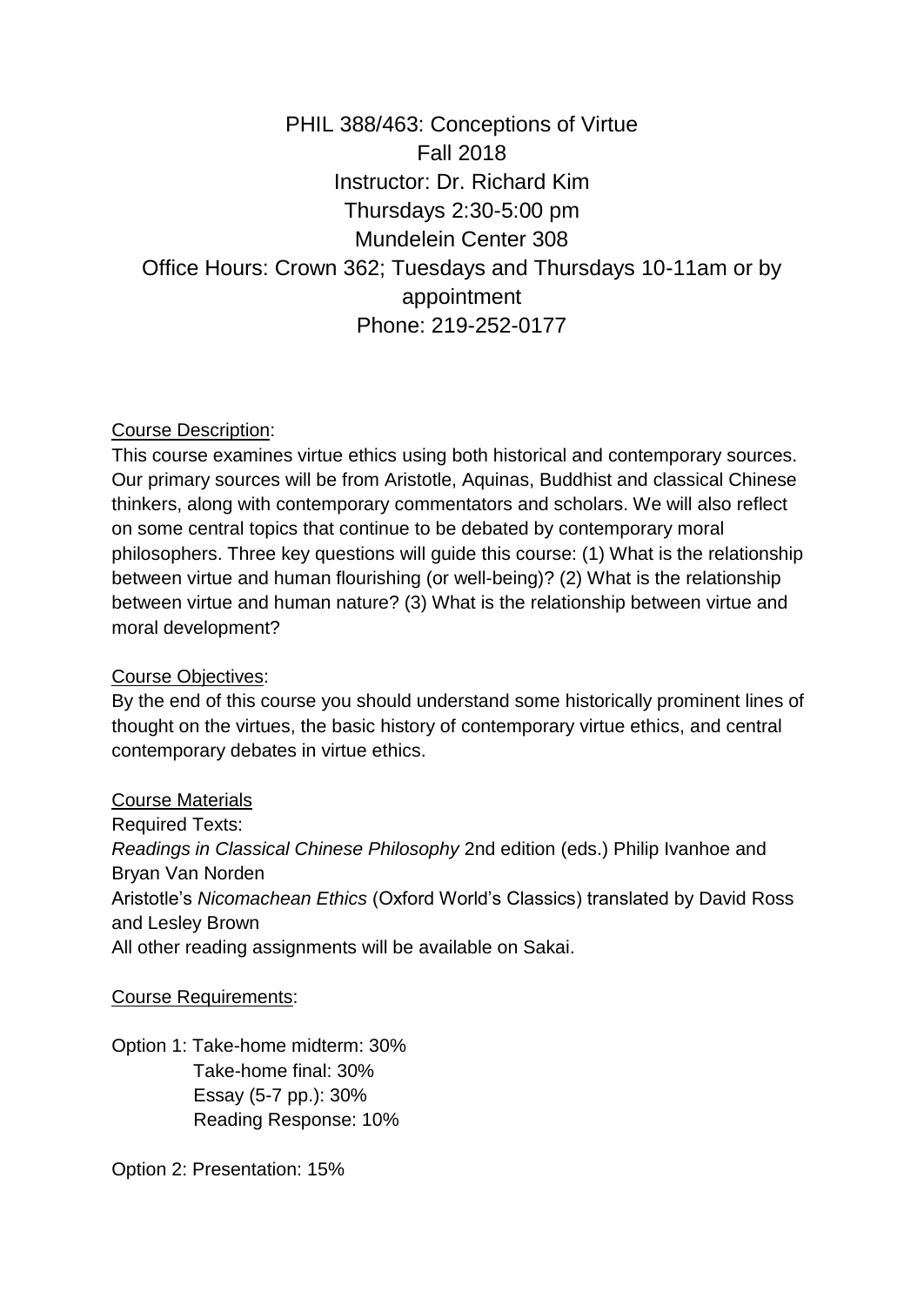# PHIL 388/463: Conceptions of Virtue

Fall 2018

Instructor: Dr. Richard Kim

Thursdays 2:30-5:00 pm

Mundelein Center 308

Office Hours: Crown 362; Tuesdays and Thursdays 10-11am or by appointment

Phone: 219-252-0177

## Course Description:

This course examines virtue ethics using both historical and contemporary sources. Our primary sources will be from Aristotle, Aquinas, Buddhist and classical Chinese thinkers, along with contemporary commentators and scholars. We will also reflect on some central topics that continue to be debated by contemporary moral philosophers. Three key questions will guide this course: (1) What is the relationship between virtue and human flourishing (or well-being)? (2) What is the relationship between virtue and human nature? (3) What is the relationship between virtue and moral development?

## Course Objectives:

By the end of this course you should understand some historically prominent lines of thought on the virtues, the basic history of contemporary virtue ethics, and central contemporary debates in virtue ethics.

## Course Materials

Required Texts:

*Readings in Classical Chinese Philosophy* 2nd edition (eds.) Philip Ivanhoe and Bryan Van Norden

Aristotle's *Nicomachean Ethics* (Oxford World's Classics) translated by David Ross and Lesley Brown

All other reading assignments will be available on Sakai.

## Course Requirements:

Option 1: Take-home midterm: 30%
Take-home final: 30%
Essay (5-7 pp.): 30%
Reading Response: 10%

Option 2: Presentation: 15%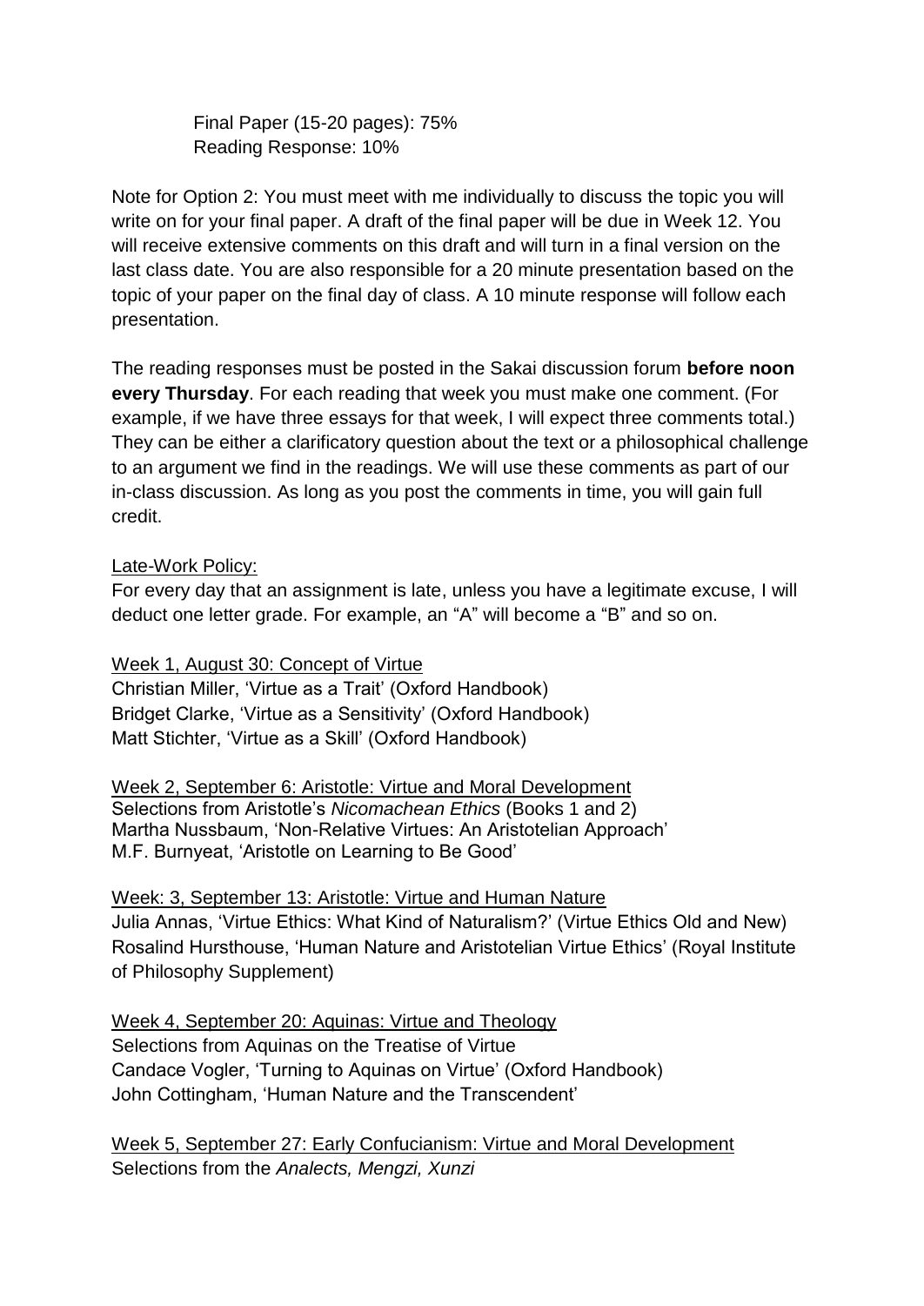Final Paper (15-20 pages): 75%
Reading Response: 10%

Note for Option 2: You must meet with me individually to discuss the topic you will write on for your final paper. A draft of the final paper will be due in Week 12. You will receive extensive comments on this draft and will turn in a final version on the last class date. You are also responsible for a 20 minute presentation based on the topic of your paper on the final day of class. A 10 minute response will follow each presentation.

The reading responses must be posted in the Sakai discussion forum **before noon every Thursday**. For each reading that week you must make one comment. (For example, if we have three essays for that week, I will expect three comments total.) They can be either a clarificatory question about the text or a philosophical challenge to an argument we find in the readings. We will use these comments as part of our in-class discussion. As long as you post the comments in time, you will gain full credit.

<u>Late-Work Policy:</u>
For every day that an assignment is late, unless you have a legitimate excuse, I will deduct one letter grade. For example, an "A" will become a "B" and so on.

<u>Week 1, August 30: Concept of Virtue</u>
Christian Miller, 'Virtue as a Trait' (Oxford Handbook)
Bridget Clarke, 'Virtue as a Sensitivity' (Oxford Handbook)
Matt Stichter, 'Virtue as a Skill' (Oxford Handbook)

<u>Week 2, September 6: Aristotle: Virtue and Moral Development</u>
Selections from Aristotle's *Nicomachean Ethics* (Books 1 and 2)
Martha Nussbaum, 'Non-Relative Virtues: An Aristotelian Approach'
M.F. Burnyeat, 'Aristotle on Learning to Be Good'

<u>Week: 3, September 13: Aristotle: Virtue and Human Nature</u>
Julia Annas, 'Virtue Ethics: What Kind of Naturalism?' (Virtue Ethics Old and New)
Rosalind Hursthouse, 'Human Nature and Aristotelian Virtue Ethics' (Royal Institute of Philosophy Supplement)

<u>Week 4, September 20: Aquinas: Virtue and Theology</u>
Selections from Aquinas on the Treatise of Virtue
Candace Vogler, 'Turning to Aquinas on Virtue' (Oxford Handbook)
John Cottingham, 'Human Nature and the Transcendent'

<u>Week 5, September 27: Early Confucianism: Virtue and Moral Development</u>
Selections from the *Analects, Mengzi, Xunzi*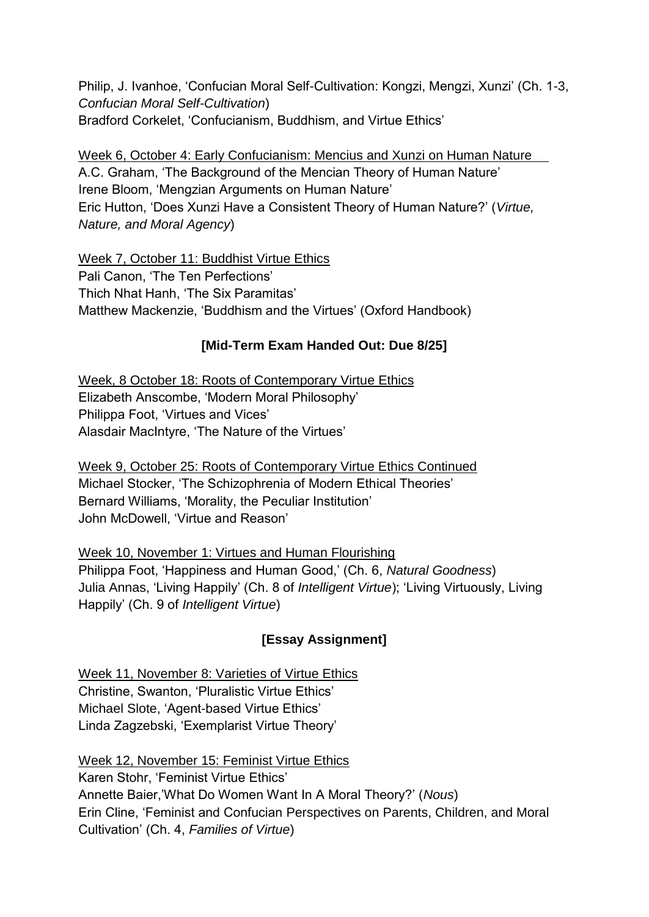Philip, J. Ivanhoe, 'Confucian Moral Self-Cultivation: Kongzi, Mengzi, Xunzi' (Ch. 1-3, *Confucian Moral Self-Cultivation*)
Bradford Corkelet, 'Confucianism, Buddhism, and Virtue Ethics'

Week 6, October 4: Early Confucianism: Mencius and Xunzi on Human Nature
A.C. Graham, 'The Background of the Mencian Theory of Human Nature'
Irene Bloom, 'Mengzian Arguments on Human Nature'
Eric Hutton, 'Does Xunzi Have a Consistent Theory of Human Nature?' (*Virtue, Nature, and Moral Agency*)

Week 7, October 11: Buddhist Virtue Ethics
Pali Canon, 'The Ten Perfections'
Thich Nhat Hanh, 'The Six Paramitas'
Matthew Mackenzie, 'Buddhism and the Virtues' (Oxford Handbook)

**[Mid-Term Exam Handed Out: Due 8/25]**

Week, 8 October 18: Roots of Contemporary Virtue Ethics
Elizabeth Anscombe, 'Modern Moral Philosophy'
Philippa Foot, 'Virtues and Vices'
Alasdair MacIntyre, 'The Nature of the Virtues'

Week 9, October 25: Roots of Contemporary Virtue Ethics Continued
Michael Stocker, 'The Schizophrenia of Modern Ethical Theories'
Bernard Williams, 'Morality, the Peculiar Institution'
John McDowell, 'Virtue and Reason'

Week 10, November 1: Virtues and Human Flourishing
Philippa Foot, 'Happiness and Human Good,' (Ch. 6, *Natural Goodness*)
Julia Annas, 'Living Happily' (Ch. 8 of *Intelligent Virtue*); 'Living Virtuously, Living Happily' (Ch. 9 of *Intelligent Virtue*)

**[Essay Assignment]**

Week 11, November 8: Varieties of Virtue Ethics
Christine, Swanton, 'Pluralistic Virtue Ethics'
Michael Slote, 'Agent-based Virtue Ethics'
Linda Zagzebski, 'Exemplarist Virtue Theory'

Week 12, November 15: Feminist Virtue Ethics
Karen Stohr, 'Feminist Virtue Ethics'
Annette Baier,'What Do Women Want In A Moral Theory?' (*Nous*)
Erin Cline, 'Feminist and Confucian Perspectives on Parents, Children, and Moral Cultivation' (Ch. 4, *Families of Virtue*)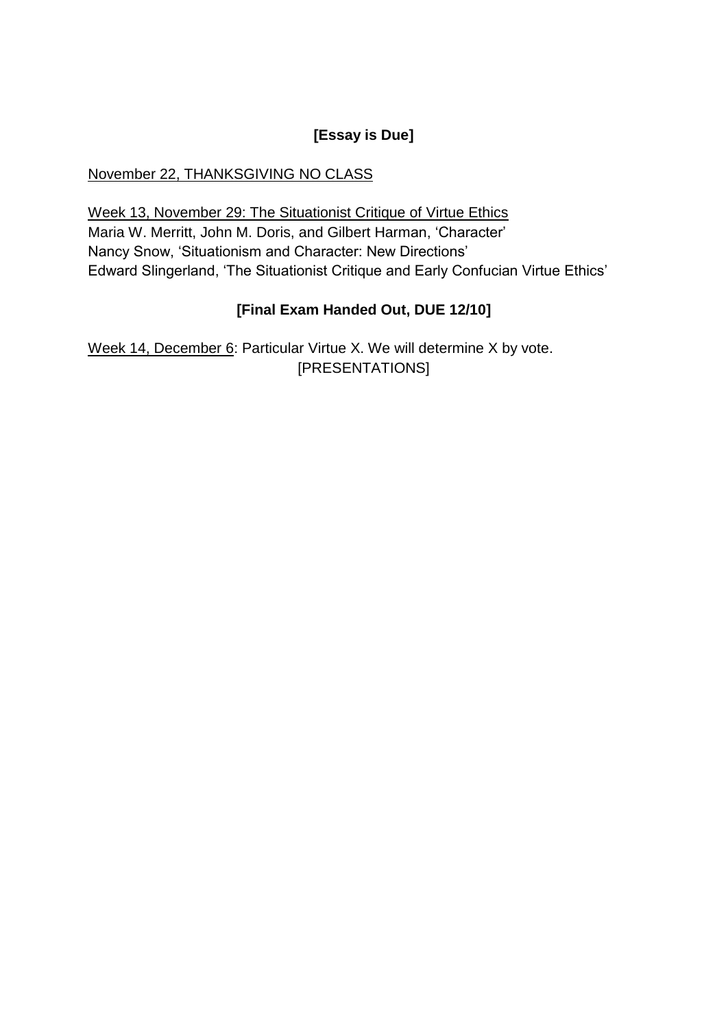**[Essay is Due]**

<u>November 22, THANKSGIVING NO CLASS</u>

<u>Week 13, November 29: The Situationist Critique of Virtue Ethics</u>
Maria W. Merritt, John M. Doris, and Gilbert Harman, 'Character'
Nancy Snow, 'Situationism and Character: New Directions'
Edward Slingerland, 'The Situationist Critique and Early Confucian Virtue Ethics'

**[Final Exam Handed Out, DUE 12/10]**

<u>Week 14, December 6</u>: Particular Virtue X. We will determine X by vote.
[PRESENTATIONS]